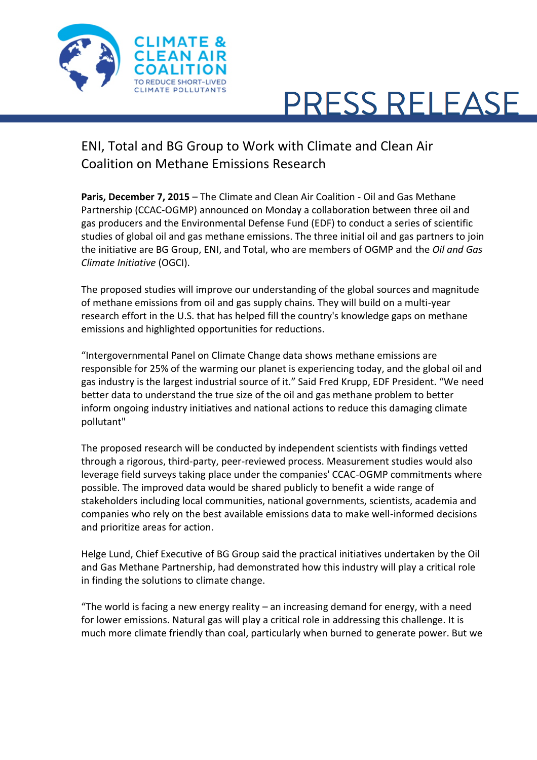CLIMATE & CLEAN AIR COALITION

TO REDUCE SHORT-LIVED CLIMATE POLLUTANTS

# PRESS RELEASE

## ENI, Total and BG Group to Work with Climate and Clean Air Coalition on Methane Emissions Research

**Paris, December 7, 2015** – The Climate and Clean Air Coalition - Oil and Gas Methane Partnership (CCAC-OGMP) announced on Monday a collaboration between three oil and gas producers and the Environmental Defense Fund (EDF) to conduct a series of scientific studies of global oil and gas methane emissions. The three initial oil and gas partners to join the initiative are BG Group, ENI, and Total, who are members of OGMP and the *Oil and Gas Climate Initiative* (OGCI).

The proposed studies will improve our understanding of the global sources and magnitude of methane emissions from oil and gas supply chains. They will build on a multi-year research effort in the U.S. that has helped fill the country's knowledge gaps on methane emissions and highlighted opportunities for reductions.

“Intergovernmental Panel on Climate Change data shows methane emissions are responsible for 25% of the warming our planet is experiencing today, and the global oil and gas industry is the largest industrial source of it.” Said Fred Krupp, EDF President. “We need better data to understand the true size of the oil and gas methane problem to better inform ongoing industry initiatives and national actions to reduce this damaging climate pollutant"

The proposed research will be conducted by independent scientists with findings vetted through a rigorous, third-party, peer-reviewed process. Measurement studies would also leverage field surveys taking place under the companies' CCAC-OGMP commitments where possible. The improved data would be shared publicly to benefit a wide range of stakeholders including local communities, national governments, scientists, academia and companies who rely on the best available emissions data to make well-informed decisions and prioritize areas for action.

Helge Lund, Chief Executive of BG Group said the practical initiatives undertaken by the Oil and Gas Methane Partnership, had demonstrated how this industry will play a critical role in finding the solutions to climate change.

“The world is facing a new energy reality – an increasing demand for energy, with a need for lower emissions. Natural gas will play a critical role in addressing this challenge. It is much more climate friendly than coal, particularly when burned to generate power. But we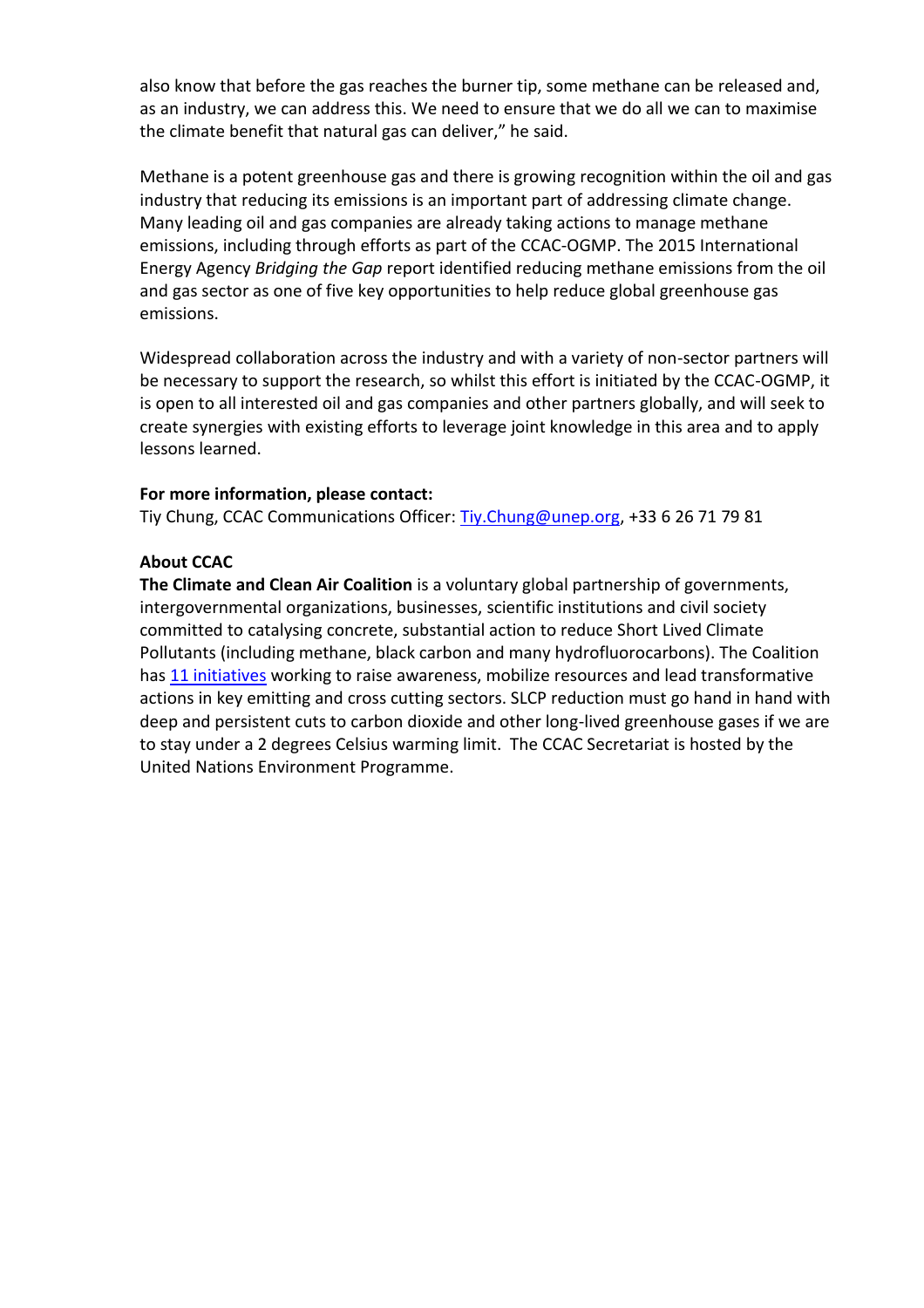also know that before the gas reaches the burner tip, some methane can be released and, as an industry, we can address this. We need to ensure that we do all we can to maximise the climate benefit that natural gas can deliver," he said.

Methane is a potent greenhouse gas and there is growing recognition within the oil and gas industry that reducing its emissions is an important part of addressing climate change. Many leading oil and gas companies are already taking actions to manage methane emissions, including through efforts as part of the CCAC-OGMP. The 2015 International Energy Agency *Bridging the Gap* report identified reducing methane emissions from the oil and gas sector as one of five key opportunities to help reduce global greenhouse gas emissions.

Widespread collaboration across the industry and with a variety of non-sector partners will be necessary to support the research, so whilst this effort is initiated by the CCAC-OGMP, it is open to all interested oil and gas companies and other partners globally, and will seek to create synergies with existing efforts to leverage joint knowledge in this area and to apply lessons learned.

**For more information, please contact:**
Tiy Chung, CCAC Communications Officer: Tiy.Chung@unep.org, +33 6 26 71 79 81

**About CCAC**
**The Climate and Clean Air Coalition** is a voluntary global partnership of governments, intergovernmental organizations, businesses, scientific institutions and civil society committed to catalysing concrete, substantial action to reduce Short Lived Climate Pollutants (including methane, black carbon and many hydrofluorocarbons). The Coalition has 11 initiatives working to raise awareness, mobilize resources and lead transformative actions in key emitting and cross cutting sectors. SLCP reduction must go hand in hand with deep and persistent cuts to carbon dioxide and other long-lived greenhouse gases if we are to stay under a 2 degrees Celsius warming limit. The CCAC Secretariat is hosted by the United Nations Environment Programme.